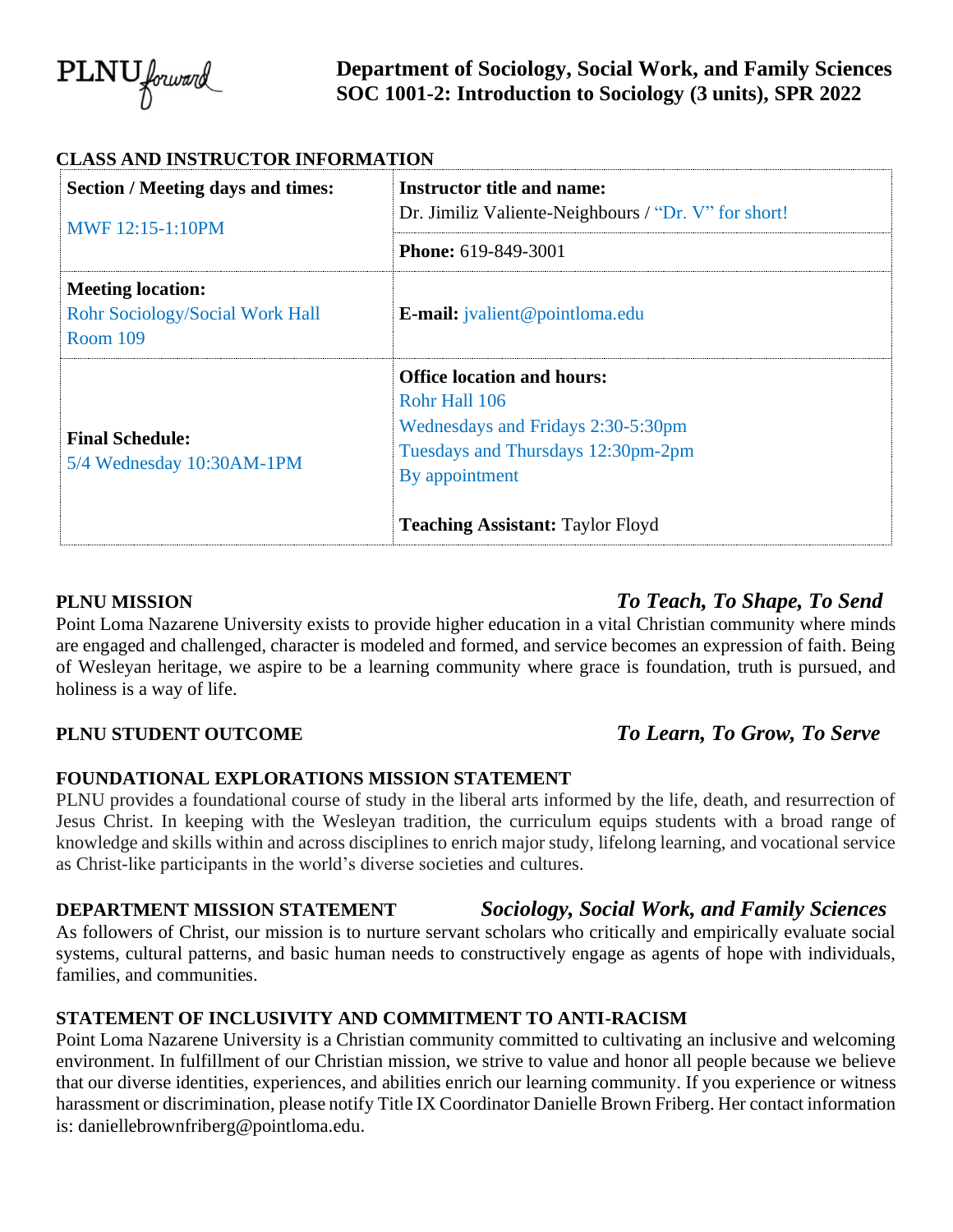PLNU*forward*

# Department of Sociology, Social Work, and Family Sciences
# SOC 1001-2: Introduction to Sociology (3 units), SPR 2022

## CLASS AND INSTRUCTOR INFORMATION

| **Section / Meeting days and times:** MWF 12:15-1:10PM | **Instructor title and name:** Dr. Jimiliz Valiente-Neighbours / "Dr. V" for short! |
|---|---|
| | **Phone:** 619-849-3001 |
| **Meeting location:** Rohr Sociology/Social Work Hall Room 109 | **E-mail:** jvalient@pointloma.edu |
| **Final Schedule:** 5/4 Wednesday 10:30AM-1PM | **Office location and hours:** Rohr Hall 106<br>Wednesdays and Fridays 2:30-5:30pm<br>Tuesdays and Thursdays 12:30pm-2pm<br>By appointment<br><br>**Teaching Assistant:** Taylor Floyd |

## PLNU MISSION — *To Teach, To Shape, To Send*

Point Loma Nazarene University exists to provide higher education in a vital Christian community where minds are engaged and challenged, character is modeled and formed, and service becomes an expression of faith. Being of Wesleyan heritage, we aspire to be a learning community where grace is foundation, truth is pursued, and holiness is a way of life.

## PLNU STUDENT OUTCOME — *To Learn, To Grow, To Serve*

## FOUNDATIONAL EXPLORATIONS MISSION STATEMENT

PLNU provides a foundational course of study in the liberal arts informed by the life, death, and resurrection of Jesus Christ. In keeping with the Wesleyan tradition, the curriculum equips students with a broad range of knowledge and skills within and across disciplines to enrich major study, lifelong learning, and vocational service as Christ-like participants in the world's diverse societies and cultures.

## DEPARTMENT MISSION STATEMENT — *Sociology, Social Work, and Family Sciences*

As followers of Christ, our mission is to nurture servant scholars who critically and empirically evaluate social systems, cultural patterns, and basic human needs to constructively engage as agents of hope with individuals, families, and communities.

## STATEMENT OF INCLUSIVITY AND COMMITMENT TO ANTI-RACISM

Point Loma Nazarene University is a Christian community committed to cultivating an inclusive and welcoming environment. In fulfillment of our Christian mission, we strive to value and honor all people because we believe that our diverse identities, experiences, and abilities enrich our learning community. If you experience or witness harassment or discrimination, please notify Title IX Coordinator Danielle Brown Friberg. Her contact information is: daniellebrownfriberg@pointloma.edu.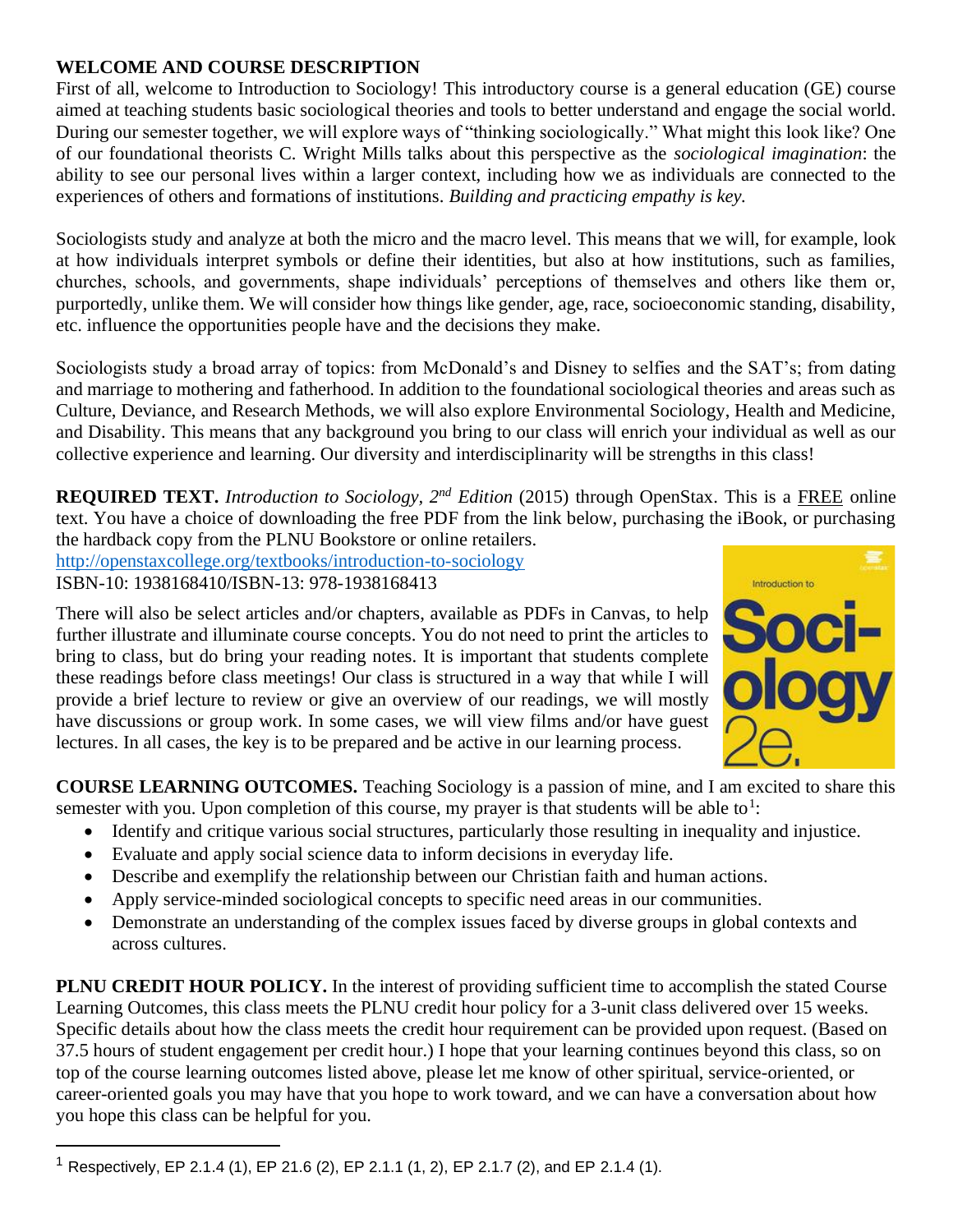## WELCOME AND COURSE DESCRIPTION

First of all, welcome to Introduction to Sociology! This introductory course is a general education (GE) course aimed at teaching students basic sociological theories and tools to better understand and engage the social world. During our semester together, we will explore ways of "thinking sociologically." What might this look like? One of our foundational theorists C. Wright Mills talks about this perspective as the *sociological imagination*: the ability to see our personal lives within a larger context, including how we as individuals are connected to the experiences of others and formations of institutions. *Building and practicing empathy is key.*

Sociologists study and analyze at both the micro and the macro level. This means that we will, for example, look at how individuals interpret symbols or define their identities, but also at how institutions, such as families, churches, schools, and governments, shape individuals' perceptions of themselves and others like them or, purportedly, unlike them. We will consider how things like gender, age, race, socioeconomic standing, disability, etc. influence the opportunities people have and the decisions they make.

Sociologists study a broad array of topics: from McDonald's and Disney to selfies and the SAT's; from dating and marriage to mothering and fatherhood. In addition to the foundational sociological theories and areas such as Culture, Deviance, and Research Methods, we will also explore Environmental Sociology, Health and Medicine, and Disability. This means that any background you bring to our class will enrich your individual as well as our collective experience and learning. Our diversity and interdisciplinarity will be strengths in this class!

**REQUIRED TEXT.** *Introduction to Sociology, 2nd Edition* (2015) through OpenStax. This is a FREE online text. You have a choice of downloading the free PDF from the link below, purchasing the iBook, or purchasing the hardback copy from the PLNU Bookstore or online retailers.
http://openstaxcollege.org/textbooks/introduction-to-sociology
ISBN-10: 1938168410/ISBN-13: 978-1938168413

There will also be select articles and/or chapters, available as PDFs in Canvas, to help further illustrate and illuminate course concepts. You do not need to print the articles to bring to class, but do bring your reading notes. It is important that students complete these readings before class meetings! Our class is structured in a way that while I will provide a brief lecture to review or give an overview of our readings, we will mostly have discussions or group work. In some cases, we will view films and/or have guest lectures. In all cases, the key is to be prepared and be active in our learning process.

**COURSE LEARNING OUTCOMES.** Teaching Sociology is a passion of mine, and I am excited to share this semester with you. Upon completion of this course, my prayer is that students will be able to[1]:

- Identify and critique various social structures, particularly those resulting in inequality and injustice.
- Evaluate and apply social science data to inform decisions in everyday life.
- Describe and exemplify the relationship between our Christian faith and human actions.
- Apply service-minded sociological concepts to specific need areas in our communities.
- Demonstrate an understanding of the complex issues faced by diverse groups in global contexts and across cultures.

**PLNU CREDIT HOUR POLICY.** In the interest of providing sufficient time to accomplish the stated Course Learning Outcomes, this class meets the PLNU credit hour policy for a 3-unit class delivered over 15 weeks. Specific details about how the class meets the credit hour requirement can be provided upon request. (Based on 37.5 hours of student engagement per credit hour.) I hope that your learning continues beyond this class, so on top of the course learning outcomes listed above, please let me know of other spiritual, service-oriented, or career-oriented goals you may have that you hope to work toward, and we can have a conversation about how you hope this class can be helpful for you.

---

[1] Respectively, EP 2.1.4 (1), EP 21.6 (2), EP 2.1.1 (1, 2), EP 2.1.7 (2), and EP 2.1.4 (1).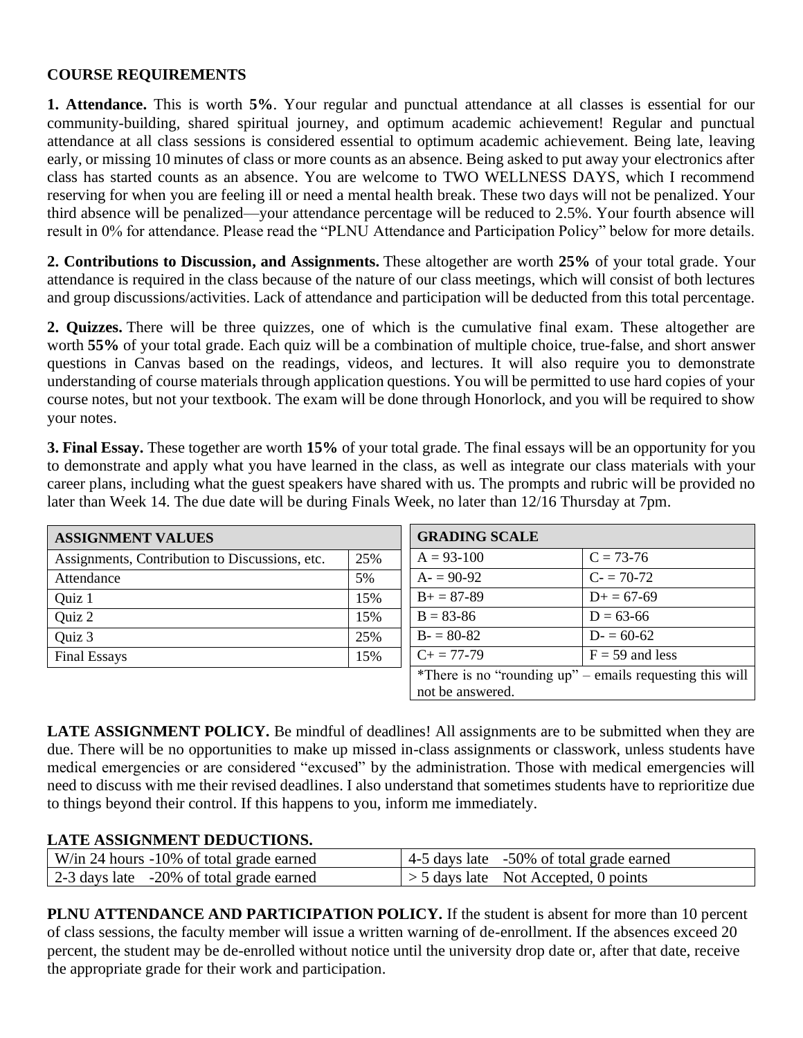## COURSE REQUIREMENTS

**1. Attendance.** This is worth **5%**. Your regular and punctual attendance at all classes is essential for our community-building, shared spiritual journey, and optimum academic achievement! Regular and punctual attendance at all class sessions is considered essential to optimum academic achievement. Being late, leaving early, or missing 10 minutes of class or more counts as an absence. Being asked to put away your electronics after class has started counts as an absence. You are welcome to TWO WELLNESS DAYS, which I recommend reserving for when you are feeling ill or need a mental health break. These two days will not be penalized. Your third absence will be penalized—your attendance percentage will be reduced to 2.5%. Your fourth absence will result in 0% for attendance. Please read the "PLNU Attendance and Participation Policy" below for more details.

**2. Contributions to Discussion, and Assignments.** These altogether are worth **25%** of your total grade. Your attendance is required in the class because of the nature of our class meetings, which will consist of both lectures and group discussions/activities. Lack of attendance and participation will be deducted from this total percentage.

**2. Quizzes.** There will be three quizzes, one of which is the cumulative final exam. These altogether are worth **55%** of your total grade. Each quiz will be a combination of multiple choice, true-false, and short answer questions in Canvas based on the readings, videos, and lectures. It will also require you to demonstrate understanding of course materials through application questions. You will be permitted to use hard copies of your course notes, but not your textbook. The exam will be done through Honorlock, and you will be required to show your notes.

**3. Final Essay.** These together are worth **15%** of your total grade. The final essays will be an opportunity for you to demonstrate and apply what you have learned in the class, as well as integrate our class materials with your career plans, including what the guest speakers have shared with us. The prompts and rubric will be provided no later than Week 14. The due date will be during Finals Week, no later than 12/16 Thursday at 7pm.

| ASSIGNMENT VALUES | |
|---|---|
| Assignments, Contribution to Discussions, etc. | 25% |
| Attendance | 5% |
| Quiz 1 | 15% |
| Quiz 2 | 15% |
| Quiz 3 | 25% |
| Final Essays | 15% |

| GRADING SCALE | |
|---|---|
| A = 93-100 | C = 73-76 |
| A- = 90-92 | C- = 70-72 |
| B+ = 87-89 | D+ = 67-69 |
| B = 83-86 | D = 63-66 |
| B- = 80-82 | D- = 60-62 |
| C+ = 77-79 | F = 59 and less |
| *There is no "rounding up" – emails requesting this will not be answered. | |

**LATE ASSIGNMENT POLICY.** Be mindful of deadlines! All assignments are to be submitted when they are due. There will be no opportunities to make up missed in-class assignments or classwork, unless students have medical emergencies or are considered "excused" by the administration. Those with medical emergencies will need to discuss with me their revised deadlines. I also understand that sometimes students have to reprioritize due to things beyond their control. If this happens to you, inform me immediately.

**LATE ASSIGNMENT DEDUCTIONS.**

| | |
|---|---|
| W/in 24 hours -10% of total grade earned | 4-5 days late -50% of total grade earned |
| 2-3 days late -20% of total grade earned | > 5 days late Not Accepted, 0 points |

**PLNU ATTENDANCE AND PARTICIPATION POLICY.** If the student is absent for more than 10 percent of class sessions, the faculty member will issue a written warning of de-enrollment. If the absences exceed 20 percent, the student may be de-enrolled without notice until the university drop date or, after that date, receive the appropriate grade for their work and participation.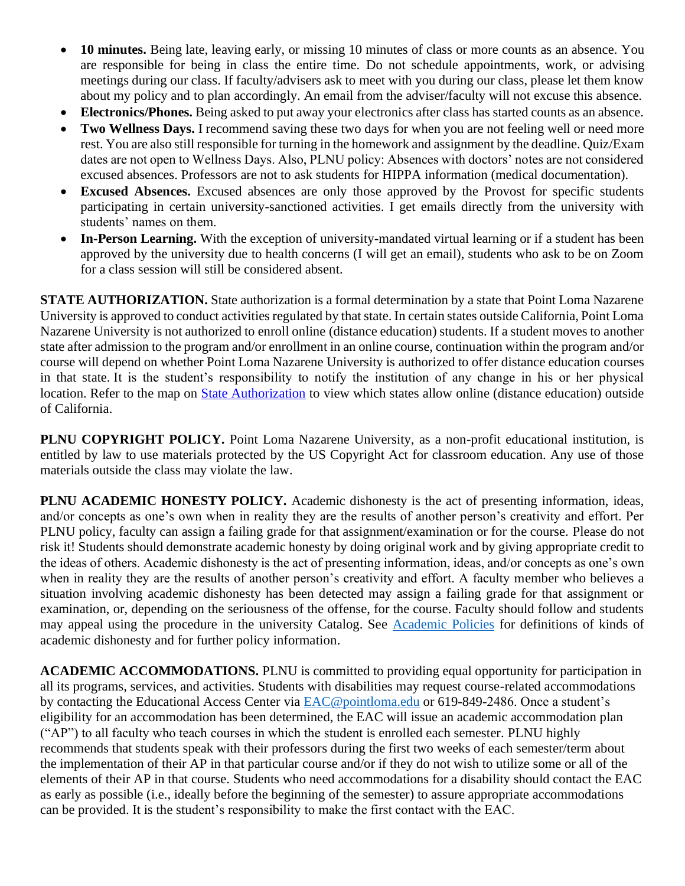- **10 minutes.** Being late, leaving early, or missing 10 minutes of class or more counts as an absence. You are responsible for being in class the entire time. Do not schedule appointments, work, or advising meetings during our class. If faculty/advisers ask to meet with you during our class, please let them know about my policy and to plan accordingly. An email from the adviser/faculty will not excuse this absence.
- **Electronics/Phones.** Being asked to put away your electronics after class has started counts as an absence.
- **Two Wellness Days.** I recommend saving these two days for when you are not feeling well or need more rest. You are also still responsible for turning in the homework and assignment by the deadline. Quiz/Exam dates are not open to Wellness Days. Also, PLNU policy: Absences with doctors' notes are not considered excused absences. Professors are not to ask students for HIPPA information (medical documentation).
- **Excused Absences.** Excused absences are only those approved by the Provost for specific students participating in certain university-sanctioned activities. I get emails directly from the university with students' names on them.
- **In-Person Learning.** With the exception of university-mandated virtual learning or if a student has been approved by the university due to health concerns (I will get an email), students who ask to be on Zoom for a class session will still be considered absent.

**STATE AUTHORIZATION.** State authorization is a formal determination by a state that Point Loma Nazarene University is approved to conduct activities regulated by that state. In certain states outside California, Point Loma Nazarene University is not authorized to enroll online (distance education) students. If a student moves to another state after admission to the program and/or enrollment in an online course, continuation within the program and/or course will depend on whether Point Loma Nazarene University is authorized to offer distance education courses in that state. It is the student's responsibility to notify the institution of any change in his or her physical location. Refer to the map on [State Authorization] to view which states allow online (distance education) outside of California.

**PLNU COPYRIGHT POLICY.** Point Loma Nazarene University, as a non-profit educational institution, is entitled by law to use materials protected by the US Copyright Act for classroom education. Any use of those materials outside the class may violate the law.

**PLNU ACADEMIC HONESTY POLICY.** Academic dishonesty is the act of presenting information, ideas, and/or concepts as one's own when in reality they are the results of another person's creativity and effort. Per PLNU policy, faculty can assign a failing grade for that assignment/examination or for the course. Please do not risk it! Students should demonstrate academic honesty by doing original work and by giving appropriate credit to the ideas of others. Academic dishonesty is the act of presenting information, ideas, and/or concepts as one's own when in reality they are the results of another person's creativity and effort. A faculty member who believes a situation involving academic dishonesty has been detected may assign a failing grade for that assignment or examination, or, depending on the seriousness of the offense, for the course. Faculty should follow and students may appeal using the procedure in the university Catalog. See [Academic Policies] for definitions of kinds of academic dishonesty and for further policy information.

**ACADEMIC ACCOMMODATIONS.** PLNU is committed to providing equal opportunity for participation in all its programs, services, and activities. Students with disabilities may request course-related accommodations by contacting the Educational Access Center via EAC@pointloma.edu or 619-849-2486. Once a student's eligibility for an accommodation has been determined, the EAC will issue an academic accommodation plan ("AP") to all faculty who teach courses in which the student is enrolled each semester. PLNU highly recommends that students speak with their professors during the first two weeks of each semester/term about the implementation of their AP in that particular course and/or if they do not wish to utilize some or all of the elements of their AP in that course. Students who need accommodations for a disability should contact the EAC as early as possible (i.e., ideally before the beginning of the semester) to assure appropriate accommodations can be provided. It is the student's responsibility to make the first contact with the EAC.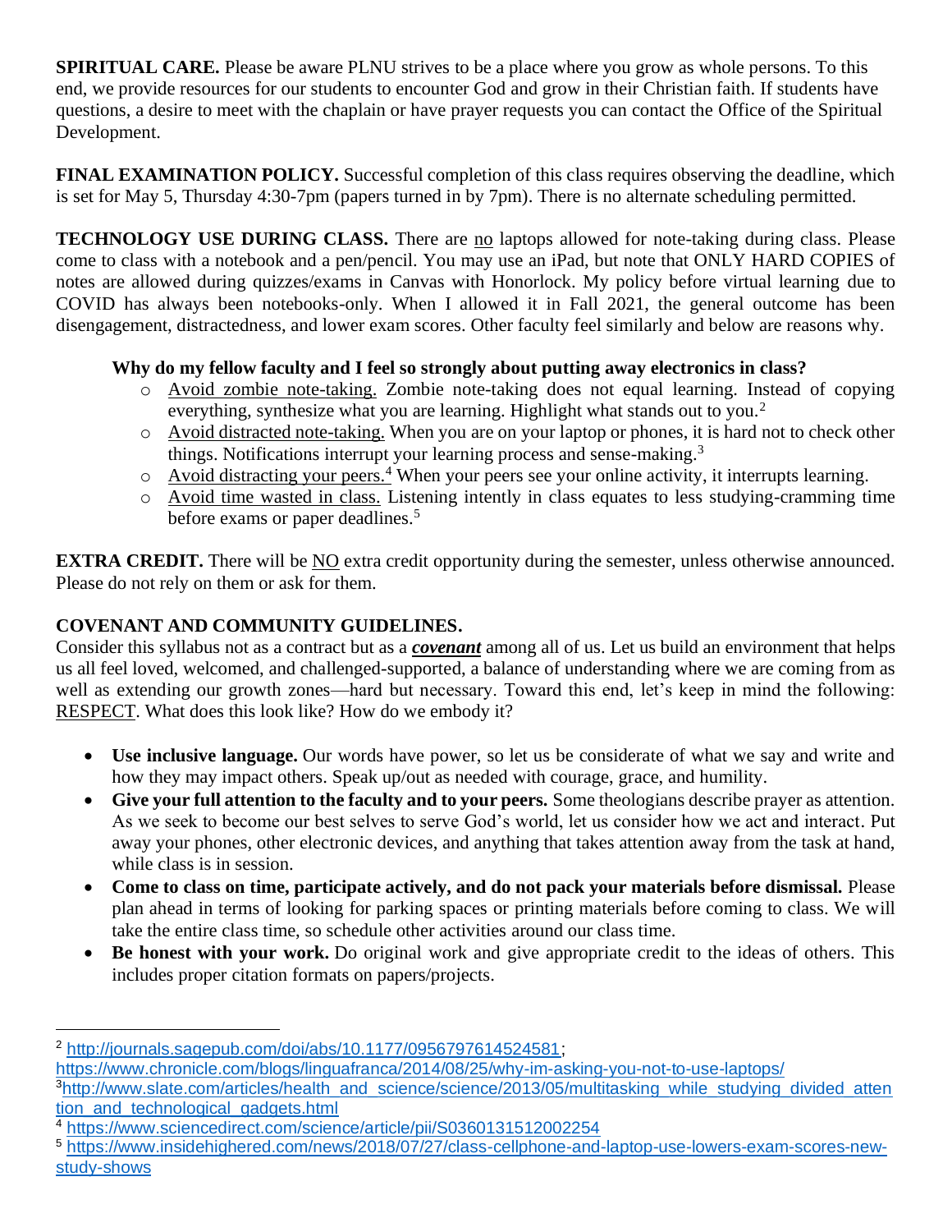**SPIRITUAL CARE.** Please be aware PLNU strives to be a place where you grow as whole persons. To this end, we provide resources for our students to encounter God and grow in their Christian faith. If students have questions, a desire to meet with the chaplain or have prayer requests you can contact the Office of the Spiritual Development.

**FINAL EXAMINATION POLICY.** Successful completion of this class requires observing the deadline, which is set for May 5, Thursday 4:30-7pm (papers turned in by 7pm). There is no alternate scheduling permitted.

**TECHNOLOGY USE DURING CLASS.** There are no laptops allowed for note-taking during class. Please come to class with a notebook and a pen/pencil. You may use an iPad, but note that ONLY HARD COPIES of notes are allowed during quizzes/exams in Canvas with Honorlock. My policy before virtual learning due to COVID has always been notebooks-only. When I allowed it in Fall 2021, the general outcome has been disengagement, distractedness, and lower exam scores. Other faculty feel similarly and below are reasons why.

**Why do my fellow faculty and I feel so strongly about putting away electronics in class?**

- Avoid zombie note-taking. Zombie note-taking does not equal learning. Instead of copying everything, synthesize what you are learning. Highlight what stands out to you.[2]
- Avoid distracted note-taking. When you are on your laptop or phones, it is hard not to check other things. Notifications interrupt your learning process and sense-making.[3]
- Avoid distracting your peers.[4] When your peers see your online activity, it interrupts learning.
- Avoid time wasted in class. Listening intently in class equates to less studying-cramming time before exams or paper deadlines.[5]

**EXTRA CREDIT.** There will be NO extra credit opportunity during the semester, unless otherwise announced. Please do not rely on them or ask for them.

**COVENANT AND COMMUNITY GUIDELINES.**

Consider this syllabus not as a contract but as a ***covenant*** among all of us. Let us build an environment that helps us all feel loved, welcomed, and challenged-supported, a balance of understanding where we are coming from as well as extending our growth zones—hard but necessary. Toward this end, let's keep in mind the following: RESPECT. What does this look like? How do we embody it?

- **Use inclusive language.** Our words have power, so let us be considerate of what we say and write and how they may impact others. Speak up/out as needed with courage, grace, and humility.
- **Give your full attention to the faculty and to your peers.** Some theologians describe prayer as attention. As we seek to become our best selves to serve God's world, let us consider how we act and interact. Put away your phones, other electronic devices, and anything that takes attention away from the task at hand, while class is in session.
- **Come to class on time, participate actively, and do not pack your materials before dismissal.** Please plan ahead in terms of looking for parking spaces or printing materials before coming to class. We will take the entire class time, so schedule other activities around our class time.
- **Be honest with your work.** Do original work and give appropriate credit to the ideas of others. This includes proper citation formats on papers/projects.

---

[2] http://journals.sagepub.com/doi/abs/10.1177/0956797614524581; https://www.chronicle.com/blogs/linguafranca/2014/08/25/why-im-asking-you-not-to-use-laptops/

[3] http://www.slate.com/articles/health_and_science/science/2013/05/multitasking_while_studying_divided_attention_and_technological_gadgets.html

[4] https://www.sciencedirect.com/science/article/pii/S0360131512002254

[5] https://www.insidehighered.com/news/2018/07/27/class-cellphone-and-laptop-use-lowers-exam-scores-new-study-shows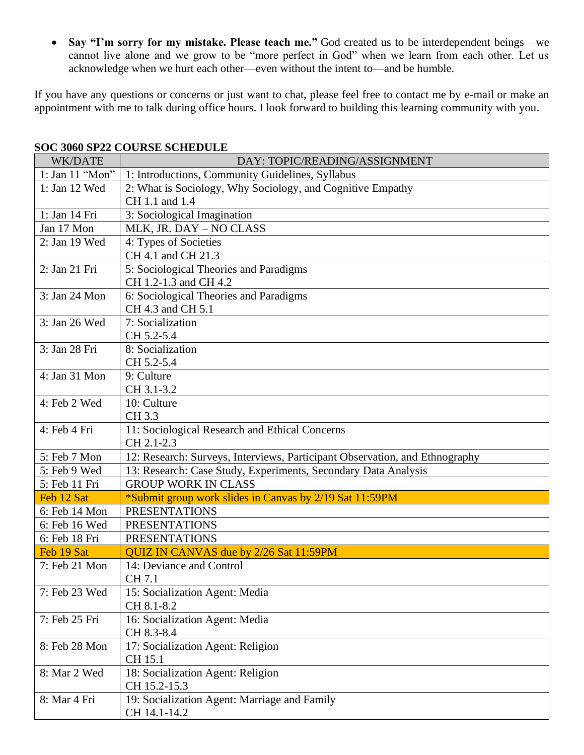- **Say "I'm sorry for my mistake. Please teach me."** God created us to be interdependent beings—we cannot live alone and we grow to be "more perfect in God" when we learn from each other. Let us acknowledge when we hurt each other—even without the intent to—and be humble.

If you have any questions or concerns or just want to chat, please feel free to contact me by e-mail or make an appointment with me to talk during office hours. I look forward to building this learning community with you.

**SOC 3060 SP22 COURSE SCHEDULE**

| WK/DATE | DAY: TOPIC/READING/ASSIGNMENT |
|---|---|
| 1: Jan 11 "Mon" | 1: Introductions, Community Guidelines, Syllabus |
| 1: Jan 12 Wed | 2: What is Sociology, Why Sociology, and Cognitive Empathy<br>CH 1.1 and 1.4 |
| 1: Jan 14 Fri | 3: Sociological Imagination |
| Jan 17 Mon | MLK, JR. DAY – NO CLASS |
| 2: Jan 19 Wed | 4: Types of Societies<br>CH 4.1 and CH 21.3 |
| 2: Jan 21 Fri | 5: Sociological Theories and Paradigms<br>CH 1.2-1.3 and CH 4.2 |
| 3: Jan 24 Mon | 6: Sociological Theories and Paradigms<br>CH 4.3 and CH 5.1 |
| 3: Jan 26 Wed | 7: Socialization<br>CH 5.2-5.4 |
| 3: Jan 28 Fri | 8: Socialization<br>CH 5.2-5.4 |
| 4: Jan 31 Mon | 9: Culture<br>CH 3.1-3.2 |
| 4: Feb 2 Wed | 10: Culture<br>CH 3.3 |
| 4: Feb 4 Fri | 11: Sociological Research and Ethical Concerns<br>CH 2.1-2.3 |
| 5: Feb 7 Mon | 12: Research: Surveys, Interviews, Participant Observation, and Ethnography |
| 5: Feb 9 Wed | 13: Research: Case Study, Experiments, Secondary Data Analysis |
| 5: Feb 11 Fri | GROUP WORK IN CLASS |
| Feb 12 Sat | *Submit group work slides in Canvas by 2/19 Sat 11:59PM |
| 6: Feb 14 Mon | PRESENTATIONS |
| 6: Feb 16 Wed | PRESENTATIONS |
| 6: Feb 18 Fri | PRESENTATIONS |
| Feb 19 Sat | QUIZ IN CANVAS due by 2/26 Sat 11:59PM |
| 7: Feb 21 Mon | 14: Deviance and Control<br>CH 7.1 |
| 7: Feb 23 Wed | 15: Socialization Agent: Media<br>CH 8.1-8.2 |
| 7: Feb 25 Fri | 16: Socialization Agent: Media<br>CH 8.3-8.4 |
| 8: Feb 28 Mon | 17: Socialization Agent: Religion<br>CH 15.1 |
| 8: Mar 2 Wed | 18: Socialization Agent: Religion<br>CH 15.2-15.3 |
| 8: Mar 4 Fri | 19: Socialization Agent: Marriage and Family<br>CH 14.1-14.2 |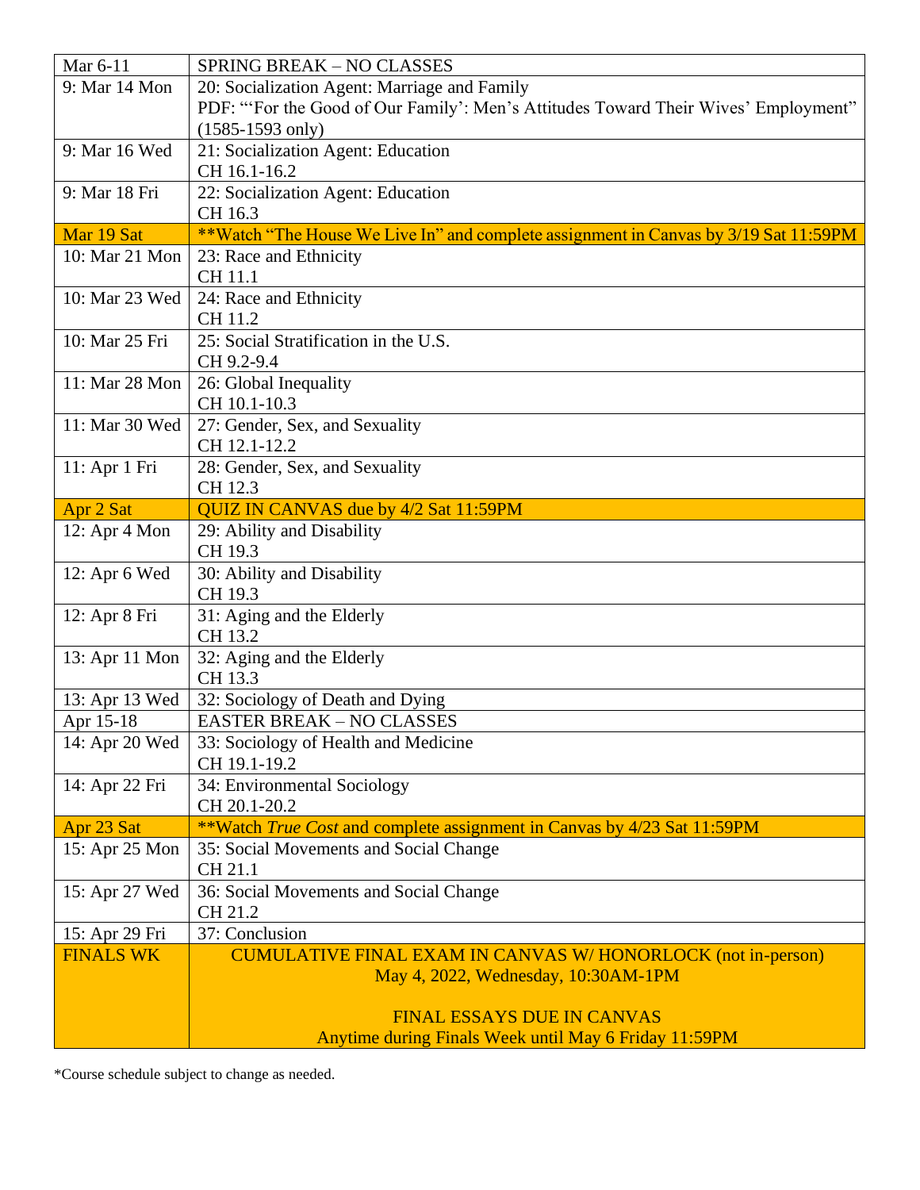| | |
|---|---|
| Mar 6-11 | SPRING BREAK – NO CLASSES |
| 9: Mar 14 Mon | 20: Socialization Agent: Marriage and Family<br>PDF: "'For the Good of Our Family': Men's Attitudes Toward Their Wives' Employment" (1585-1593 only) |
| 9: Mar 16 Wed | 21: Socialization Agent: Education<br>CH 16.1-16.2 |
| 9: Mar 18 Fri | 22: Socialization Agent: Education<br>CH 16.3 |
| Mar 19 Sat | **Watch "The House We Live In" and complete assignment in Canvas by 3/19 Sat 11:59PM |
| 10: Mar 21 Mon | 23: Race and Ethnicity<br>CH 11.1 |
| 10: Mar 23 Wed | 24: Race and Ethnicity<br>CH 11.2 |
| 10: Mar 25 Fri | 25: Social Stratification in the U.S.<br>CH 9.2-9.4 |
| 11: Mar 28 Mon | 26: Global Inequality<br>CH 10.1-10.3 |
| 11: Mar 30 Wed | 27: Gender, Sex, and Sexuality<br>CH 12.1-12.2 |
| 11: Apr 1 Fri | 28: Gender, Sex, and Sexuality<br>CH 12.3 |
| Apr 2 Sat | QUIZ IN CANVAS due by 4/2 Sat 11:59PM |
| 12: Apr 4 Mon | 29: Ability and Disability<br>CH 19.3 |
| 12: Apr 6 Wed | 30: Ability and Disability<br>CH 19.3 |
| 12: Apr 8 Fri | 31: Aging and the Elderly<br>CH 13.2 |
| 13: Apr 11 Mon | 32: Aging and the Elderly<br>CH 13.3 |
| 13: Apr 13 Wed | 32: Sociology of Death and Dying |
| Apr 15-18 | EASTER BREAK – NO CLASSES |
| 14: Apr 20 Wed | 33: Sociology of Health and Medicine<br>CH 19.1-19.2 |
| 14: Apr 22 Fri | 34: Environmental Sociology<br>CH 20.1-20.2 |
| Apr 23 Sat | **Watch *True Cost* and complete assignment in Canvas by 4/23 Sat 11:59PM |
| 15: Apr 25 Mon | 35: Social Movements and Social Change<br>CH 21.1 |
| 15: Apr 27 Wed | 36: Social Movements and Social Change<br>CH 21.2 |
| 15: Apr 29 Fri | 37: Conclusion |
| FINALS WK | CUMULATIVE FINAL EXAM IN CANVAS W/ HONORLOCK (not in-person)<br>May 4, 2022, Wednesday, 10:30AM-1PM<br><br>FINAL ESSAYS DUE IN CANVAS<br>Anytime during Finals Week until May 6 Friday 11:59PM |

*Course schedule subject to change as needed.